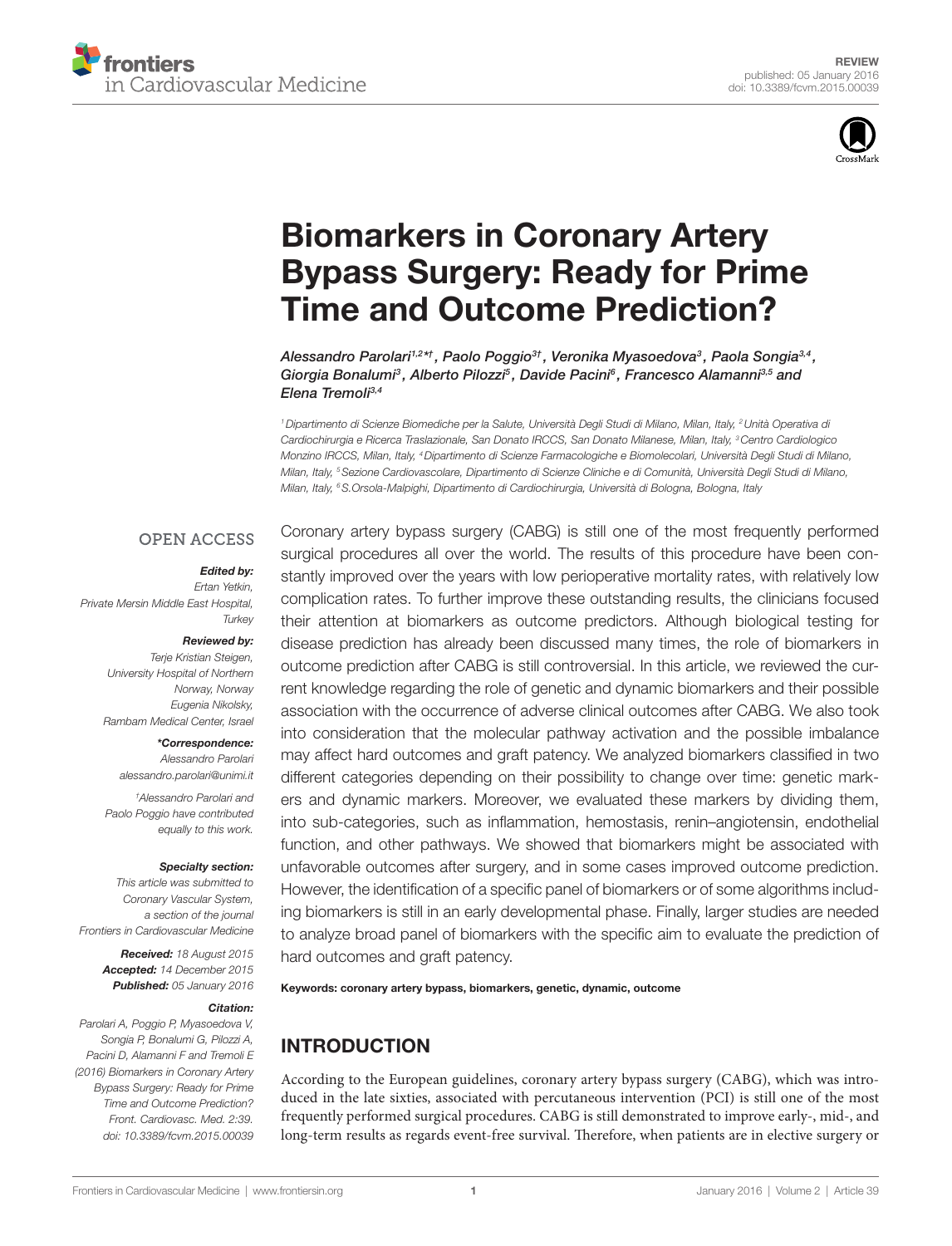REVIEW
published: 05 January 2016
doi: 10.3389/fcvm.2015.00039

# Biomarkers in Coronary Artery Bypass Surgery: Ready for Prime Time and Outcome Prediction?

*Alessandro Parolari[1,2*†], Paolo Poggio[3†], Veronika Myasoedova[3], Paola Songia[3,4], Giorgia Bonalumi[3], Alberto Pilozzi[5], Davide Pacini[6], Francesco Alamanni[3,5] and Elena Tremoli[3,4]*

[1] Dipartimento di Scienze Biomediche per la Salute, Università Degli Studi di Milano, Milan, Italy, [2] Unità Operativa di Cardiochirurgia e Ricerca Traslazionale, San Donato IRCCS, San Donato Milanese, Milan, Italy, [3] Centro Cardiologico Monzino IRCCS, Milan, Italy, [4] Dipartimento di Scienze Farmacologiche e Biomolecolari, Università Degli Studi di Milano, Milan, Italy, [5] Sezione Cardiovascolare, Dipartimento di Scienze Cliniche e di Comunità, Università Degli Studi di Milano, Milan, Italy, [6] S.Orsola-Malpighi, Dipartimento di Cardiochirurgia, Università di Bologna, Bologna, Italy

OPEN ACCESS

**Edited by:**
*Ertan Yetkin, Private Mersin Middle East Hospital, Turkey*

**Reviewed by:**
*Terje Kristian Steigen, University Hospital of Northern Norway, Norway*
*Eugenia Nikolsky, Rambam Medical Center, Israel*

***Correspondence:**
*Alessandro Parolari*
*alessandro.parolari@unimi.it*

*†Alessandro Parolari and Paolo Poggio have contributed equally to this work.*

**Specialty section:**
*This article was submitted to Coronary Vascular System, a section of the journal Frontiers in Cardiovascular Medicine*

***Received:** 18 August 2015*
***Accepted:** 14 December 2015*
***Published:** 05 January 2016*

**Citation:**
*Parolari A, Poggio P, Myasoedova V, Songia P, Bonalumi G, Pilozzi A, Pacini D, Alamanni F and Tremoli E (2016) Biomarkers in Coronary Artery Bypass Surgery: Ready for Prime Time and Outcome Prediction? Front. Cardiovasc. Med. 2:39. doi: 10.3389/fcvm.2015.00039*

Coronary artery bypass surgery (CABG) is still one of the most frequently performed surgical procedures all over the world. The results of this procedure have been constantly improved over the years with low perioperative mortality rates, with relatively low complication rates. To further improve these outstanding results, the clinicians focused their attention at biomarkers as outcome predictors. Although biological testing for disease prediction has already been discussed many times, the role of biomarkers in outcome prediction after CABG is still controversial. In this article, we reviewed the current knowledge regarding the role of genetic and dynamic biomarkers and their possible association with the occurrence of adverse clinical outcomes after CABG. We also took into consideration that the molecular pathway activation and the possible imbalance may affect hard outcomes and graft patency. We analyzed biomarkers classified in two different categories depending on their possibility to change over time: genetic markers and dynamic markers. Moreover, we evaluated these markers by dividing them, into sub-categories, such as inflammation, hemostasis, renin–angiotensin, endothelial function, and other pathways. We showed that biomarkers might be associated with unfavorable outcomes after surgery, and in some cases improved outcome prediction. However, the identification of a specific panel of biomarkers or of some algorithms including biomarkers is still in an early developmental phase. Finally, larger studies are needed to analyze broad panel of biomarkers with the specific aim to evaluate the prediction of hard outcomes and graft patency.

**Keywords: coronary artery bypass, biomarkers, genetic, dynamic, outcome**

## INTRODUCTION

According to the European guidelines, coronary artery bypass surgery (CABG), which was introduced in the late sixties, associated with percutaneous intervention (PCI) is still one of the most frequently performed surgical procedures. CABG is still demonstrated to improve early-, mid-, and long-term results as regards event-free survival. Therefore, when patients are in elective surgery or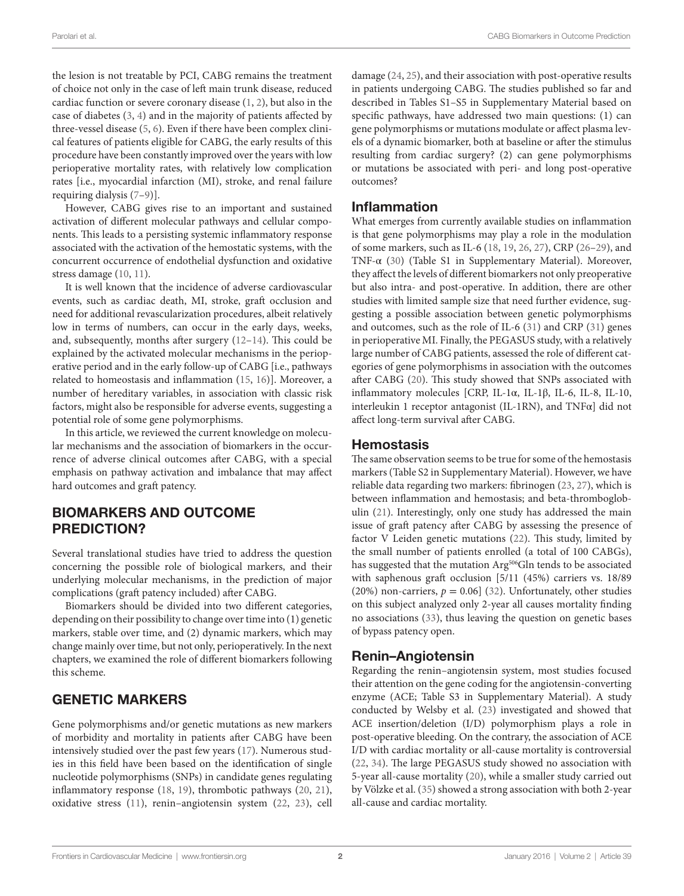the lesion is not treatable by PCI, CABG remains the treatment of choice not only in the case of left main trunk disease, reduced cardiac function or severe coronary disease (1, 2), but also in the case of diabetes (3, 4) and in the majority of patients affected by three-vessel disease (5, 6). Even if there have been complex clinical features of patients eligible for CABG, the early results of this procedure have been constantly improved over the years with low perioperative mortality rates, with relatively low complication rates [i.e., myocardial infarction (MI), stroke, and renal failure requiring dialysis (7–9)].

However, CABG gives rise to an important and sustained activation of different molecular pathways and cellular components. This leads to a persisting systemic inflammatory response associated with the activation of the hemostatic systems, with the concurrent occurrence of endothelial dysfunction and oxidative stress damage (10, 11).

It is well known that the incidence of adverse cardiovascular events, such as cardiac death, MI, stroke, graft occlusion and need for additional revascularization procedures, albeit relatively low in terms of numbers, can occur in the early days, weeks, and, subsequently, months after surgery (12–14). This could be explained by the activated molecular mechanisms in the perioperative period and in the early follow-up of CABG [i.e., pathways related to homeostasis and inflammation (15, 16)]. Moreover, a number of hereditary variables, in association with classic risk factors, might also be responsible for adverse events, suggesting a potential role of some gene polymorphisms.

In this article, we reviewed the current knowledge on molecular mechanisms and the association of biomarkers in the occurrence of adverse clinical outcomes after CABG, with a special emphasis on pathway activation and imbalance that may affect hard outcomes and graft patency.

## BIOMARKERS AND OUTCOME PREDICTION?

Several translational studies have tried to address the question concerning the possible role of biological markers, and their underlying molecular mechanisms, in the prediction of major complications (graft patency included) after CABG.

Biomarkers should be divided into two different categories, depending on their possibility to change over time into (1) genetic markers, stable over time, and (2) dynamic markers, which may change mainly over time, but not only, perioperatively. In the next chapters, we examined the role of different biomarkers following this scheme.

## GENETIC MARKERS

Gene polymorphisms and/or genetic mutations as new markers of morbidity and mortality in patients after CABG have been intensively studied over the past few years (17). Numerous studies in this field have been based on the identification of single nucleotide polymorphisms (SNPs) in candidate genes regulating inflammatory response (18, 19), thrombotic pathways (20, 21), oxidative stress (11), renin–angiotensin system (22, 23), cell damage (24, 25), and their association with post-operative results in patients undergoing CABG. The studies published so far and described in Tables S1–S5 in Supplementary Material based on specific pathways, have addressed two main questions: (1) can gene polymorphisms or mutations modulate or affect plasma levels of a dynamic biomarker, both at baseline or after the stimulus resulting from cardiac surgery? (2) can gene polymorphisms or mutations be associated with peri- and long post-operative outcomes?

### Inflammation

What emerges from currently available studies on inflammation is that gene polymorphisms may play a role in the modulation of some markers, such as IL-6 (18, 19, 26, 27), CRP (26–29), and TNF-α (30) (Table S1 in Supplementary Material). Moreover, they affect the levels of different biomarkers not only preoperative but also intra- and post-operative. In addition, there are other studies with limited sample size that need further evidence, suggesting a possible association between genetic polymorphisms and outcomes, such as the role of IL-6 (31) and CRP (31) genes in perioperative MI. Finally, the PEGASUS study, with a relatively large number of CABG patients, assessed the role of different categories of gene polymorphisms in association with the outcomes after CABG (20). This study showed that SNPs associated with inflammatory molecules [CRP, IL-1α, IL-1β, IL-6, IL-8, IL-10, interleukin 1 receptor antagonist (IL-1RN), and TNFα] did not affect long-term survival after CABG.

### Hemostasis

The same observation seems to be true for some of the hemostasis markers (Table S2 in Supplementary Material). However, we have reliable data regarding two markers: fibrinogen (23, 27), which is between inflammation and hemostasis; and beta-thromboglobulin (21). Interestingly, only one study has addressed the main issue of graft patency after CABG by assessing the presence of factor V Leiden genetic mutations (22). This study, limited by the small number of patients enrolled (a total of 100 CABGs), has suggested that the mutation Arg[506]Gln tends to be associated with saphenous graft occlusion [5/11 (45%) carriers vs. 18/89 (20%) non-carriers, $p = 0.06$] (32). Unfortunately, other studies on this subject analyzed only 2-year all causes mortality finding no associations (33), thus leaving the question on genetic bases of bypass patency open.

### Renin–Angiotensin

Regarding the renin–angiotensin system, most studies focused their attention on the gene coding for the angiotensin-converting enzyme (ACE; Table S3 in Supplementary Material). A study conducted by Welsby et al. (23) investigated and showed that ACE insertion/deletion (I/D) polymorphism plays a role in post-operative bleeding. On the contrary, the association of ACE I/D with cardiac mortality or all-cause mortality is controversial (22, 34). The large PEGASUS study showed no association with 5-year all-cause mortality (20), while a smaller study carried out by Völzke et al. (35) showed a strong association with both 2-year all-cause and cardiac mortality.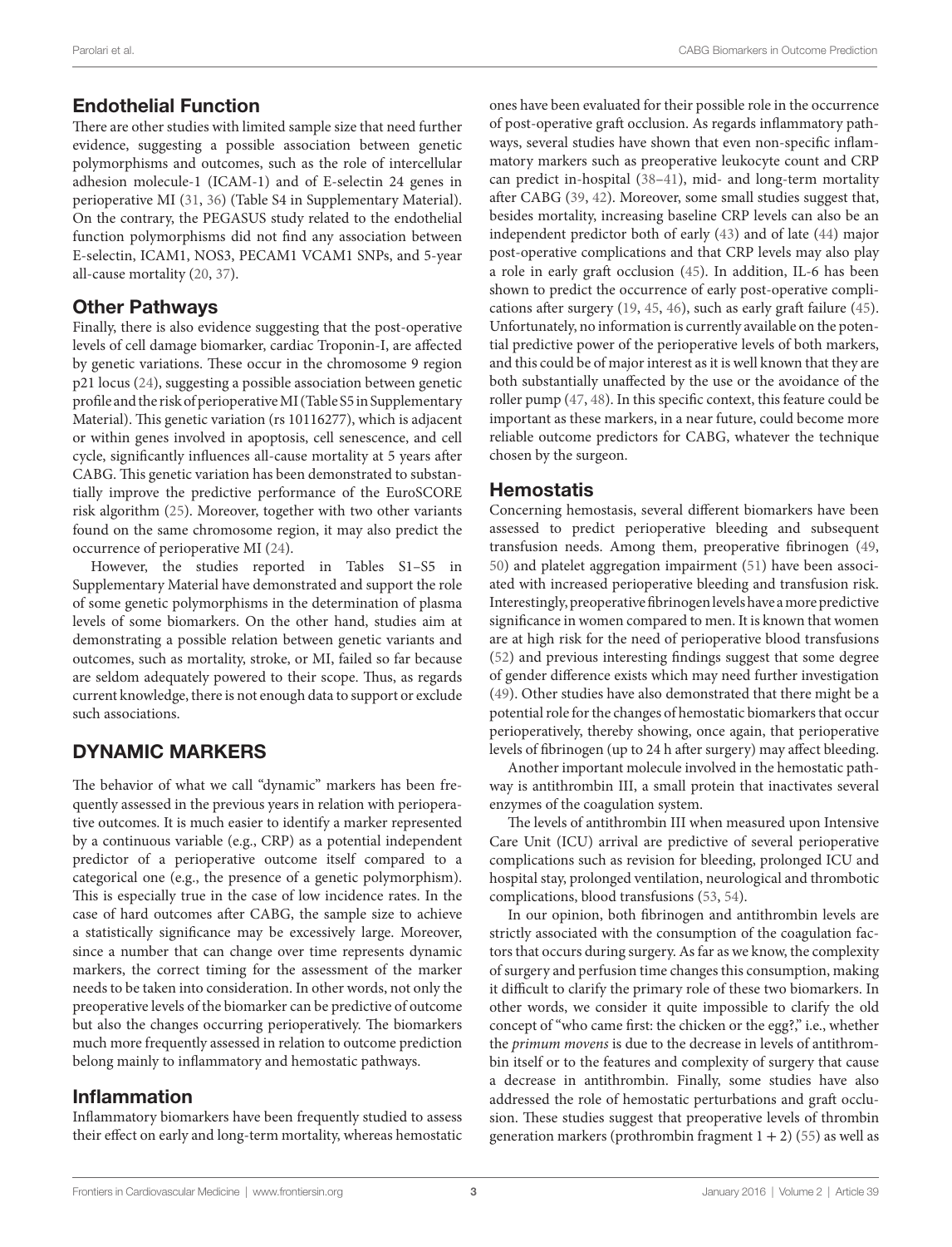## Endothelial Function

There are other studies with limited sample size that need further evidence, suggesting a possible association between genetic polymorphisms and outcomes, such as the role of intercellular adhesion molecule-1 (ICAM-1) and of E-selectin 24 genes in perioperative MI (31, 36) (Table S4 in Supplementary Material). On the contrary, the PEGASUS study related to the endothelial function polymorphisms did not find any association between E-selectin, ICAM1, NOS3, PECAM1 VCAM1 SNPs, and 5-year all-cause mortality (20, 37).

## Other Pathways

Finally, there is also evidence suggesting that the post-operative levels of cell damage biomarker, cardiac Troponin-I, are affected by genetic variations. These occur in the chromosome 9 region p21 locus (24), suggesting a possible association between genetic profile and the risk of perioperative MI (Table S5 in Supplementary Material). This genetic variation (rs 10116277), which is adjacent or within genes involved in apoptosis, cell senescence, and cell cycle, significantly influences all-cause mortality at 5 years after CABG. This genetic variation has been demonstrated to substantially improve the predictive performance of the EuroSCORE risk algorithm (25). Moreover, together with two other variants found on the same chromosome region, it may also predict the occurrence of perioperative MI (24).

However, the studies reported in Tables S1–S5 in Supplementary Material have demonstrated and support the role of some genetic polymorphisms in the determination of plasma levels of some biomarkers. On the other hand, studies aim at demonstrating a possible relation between genetic variants and outcomes, such as mortality, stroke, or MI, failed so far because are seldom adequately powered to their scope. Thus, as regards current knowledge, there is not enough data to support or exclude such associations.

# DYNAMIC MARKERS

The behavior of what we call "dynamic" markers has been frequently assessed in the previous years in relation with perioperative outcomes. It is much easier to identify a marker represented by a continuous variable (e.g., CRP) as a potential independent predictor of a perioperative outcome itself compared to a categorical one (e.g., the presence of a genetic polymorphism). This is especially true in the case of low incidence rates. In the case of hard outcomes after CABG, the sample size to achieve a statistically significance may be excessively large. Moreover, since a number that can change over time represents dynamic markers, the correct timing for the assessment of the marker needs to be taken into consideration. In other words, not only the preoperative levels of the biomarker can be predictive of outcome but also the changes occurring perioperatively. The biomarkers much more frequently assessed in relation to outcome prediction belong mainly to inflammatory and hemostatic pathways.

## Inflammation

Inflammatory biomarkers have been frequently studied to assess their effect on early and long-term mortality, whereas hemostatic ones have been evaluated for their possible role in the occurrence of post-operative graft occlusion. As regards inflammatory pathways, several studies have shown that even non-specific inflammatory markers such as preoperative leukocyte count and CRP can predict in-hospital (38–41), mid- and long-term mortality after CABG (39, 42). Moreover, some small studies suggest that, besides mortality, increasing baseline CRP levels can also be an independent predictor both of early (43) and of late (44) major post-operative complications and that CRP levels may also play a role in early graft occlusion (45). In addition, IL-6 has been shown to predict the occurrence of early post-operative complications after surgery (19, 45, 46), such as early graft failure (45). Unfortunately, no information is currently available on the potential predictive power of the perioperative levels of both markers, and this could be of major interest as it is well known that they are both substantially unaffected by the use or the avoidance of the roller pump (47, 48). In this specific context, this feature could be important as these markers, in a near future, could become more reliable outcome predictors for CABG, whatever the technique chosen by the surgeon.

## Hemostatis

Concerning hemostasis, several different biomarkers have been assessed to predict perioperative bleeding and subsequent transfusion needs. Among them, preoperative fibrinogen (49, 50) and platelet aggregation impairment (51) have been associated with increased perioperative bleeding and transfusion risk. Interestingly, preoperative fibrinogen levels have a more predictive significance in women compared to men. It is known that women are at high risk for the need of perioperative blood transfusions (52) and previous interesting findings suggest that some degree of gender difference exists which may need further investigation (49). Other studies have also demonstrated that there might be a potential role for the changes of hemostatic biomarkers that occur perioperatively, thereby showing, once again, that perioperative levels of fibrinogen (up to 24 h after surgery) may affect bleeding.

Another important molecule involved in the hemostatic pathway is antithrombin III, a small protein that inactivates several enzymes of the coagulation system.

The levels of antithrombin III when measured upon Intensive Care Unit (ICU) arrival are predictive of several perioperative complications such as revision for bleeding, prolonged ICU and hospital stay, prolonged ventilation, neurological and thrombotic complications, blood transfusions (53, 54).

In our opinion, both fibrinogen and antithrombin levels are strictly associated with the consumption of the coagulation factors that occurs during surgery. As far as we know, the complexity of surgery and perfusion time changes this consumption, making it difficult to clarify the primary role of these two biomarkers. In other words, we consider it quite impossible to clarify the old concept of "who came first: the chicken or the egg?," i.e., whether the *primum movens* is due to the decrease in levels of antithrombin itself or to the features and complexity of surgery that cause a decrease in antithrombin. Finally, some studies have also addressed the role of hemostatic perturbations and graft occlusion. These studies suggest that preoperative levels of thrombin generation markers (prothrombin fragment 1 + 2) (55) as well as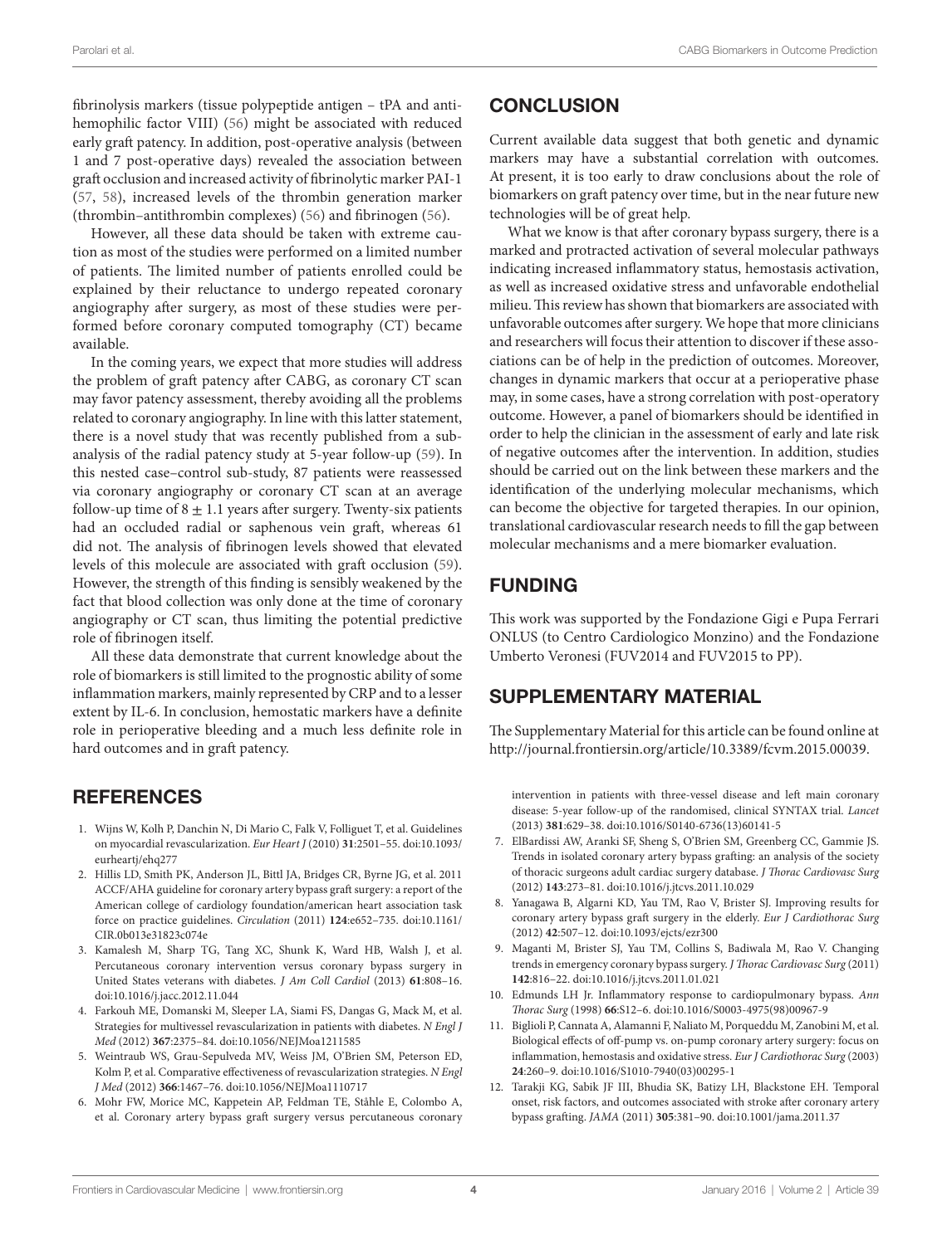fibrinolysis markers (tissue polypeptide antigen – tPA and antihemophilic factor VIII) (56) might be associated with reduced early graft patency. In addition, post-operative analysis (between 1 and 7 post-operative days) revealed the association between graft occlusion and increased activity of fibrinolytic marker PAI-1 (57, 58), increased levels of the thrombin generation marker (thrombin–antithrombin complexes) (56) and fibrinogen (56).

However, all these data should be taken with extreme caution as most of the studies were performed on a limited number of patients. The limited number of patients enrolled could be explained by their reluctance to undergo repeated coronary angiography after surgery, as most of these studies were performed before coronary computed tomography (CT) became available.

In the coming years, we expect that more studies will address the problem of graft patency after CABG, as coronary CT scan may favor patency assessment, thereby avoiding all the problems related to coronary angiography. In line with this latter statement, there is a novel study that was recently published from a sub-analysis of the radial patency study at 5-year follow-up (59). In this nested case–control sub-study, 87 patients were reassessed via coronary angiography or coronary CT scan at an average follow-up time of $8 \pm 1.1$ years after surgery. Twenty-six patients had an occluded radial or saphenous vein graft, whereas 61 did not. The analysis of fibrinogen levels showed that elevated levels of this molecule are associated with graft occlusion (59). However, the strength of this finding is sensibly weakened by the fact that blood collection was only done at the time of coronary angiography or CT scan, thus limiting the potential predictive role of fibrinogen itself.

All these data demonstrate that current knowledge about the role of biomarkers is still limited to the prognostic ability of some inflammation markers, mainly represented by CRP and to a lesser extent by IL-6. In conclusion, hemostatic markers have a definite role in perioperative bleeding and a much less definite role in hard outcomes and in graft patency.

## CONCLUSION

Current available data suggest that both genetic and dynamic markers may have a substantial correlation with outcomes. At present, it is too early to draw conclusions about the role of biomarkers on graft patency over time, but in the near future new technologies will be of great help.

What we know is that after coronary bypass surgery, there is a marked and protracted activation of several molecular pathways indicating increased inflammatory status, hemostasis activation, as well as increased oxidative stress and unfavorable endothelial milieu. This review has shown that biomarkers are associated with unfavorable outcomes after surgery. We hope that more clinicians and researchers will focus their attention to discover if these associations can be of help in the prediction of outcomes. Moreover, changes in dynamic markers that occur at a perioperative phase may, in some cases, have a strong correlation with post-operatory outcome. However, a panel of biomarkers should be identified in order to help the clinician in the assessment of early and late risk of negative outcomes after the intervention. In addition, studies should be carried out on the link between these markers and the identification of the underlying molecular mechanisms, which can become the objective for targeted therapies. In our opinion, translational cardiovascular research needs to fill the gap between molecular mechanisms and a mere biomarker evaluation.

## FUNDING

This work was supported by the Fondazione Gigi e Pupa Ferrari ONLUS (to Centro Cardiologico Monzino) and the Fondazione Umberto Veronesi (FUV2014 and FUV2015 to PP).

## SUPPLEMENTARY MATERIAL

The Supplementary Material for this article can be found online at http://journal.frontiersin.org/article/10.3389/fcvm.2015.00039.

## REFERENCES

1. Wijns W, Kolh P, Danchin N, Di Mario C, Falk V, Folliguet T, et al. Guidelines on myocardial revascularization. *Eur Heart J* (2010) **31**:2501–55. doi:10.1093/eurheartj/ehq277
2. Hillis LD, Smith PK, Anderson JL, Bittl JA, Bridges CR, Byrne JG, et al. 2011 ACCF/AHA guideline for coronary artery bypass graft surgery: a report of the American college of cardiology foundation/american heart association task force on practice guidelines. *Circulation* (2011) **124**:e652–735. doi:10.1161/CIR.0b013e31823c074e
3. Kamalesh M, Sharp TG, Tang XC, Shunk K, Ward HB, Walsh J, et al. Percutaneous coronary intervention versus coronary bypass surgery in United States veterans with diabetes. *J Am Coll Cardiol* (2013) **61**:808–16. doi:10.1016/j.jacc.2012.11.044
4. Farkouh ME, Domanski M, Sleeper LA, Siami FS, Dangas G, Mack M, et al. Strategies for multivessel revascularization in patients with diabetes. *N Engl J Med* (2012) **367**:2375–84. doi:10.1056/NEJMoa1211585
5. Weintraub WS, Grau-Sepulveda MV, Weiss JM, O'Brien SM, Peterson ED, Kolm P, et al. Comparative effectiveness of revascularization strategies. *N Engl J Med* (2012) **366**:1467–76. doi:10.1056/NEJMoa1110717
6. Mohr FW, Morice MC, Kappetein AP, Feldman TE, Ståhle E, Colombo A, et al. Coronary artery bypass graft surgery versus percutaneous coronary intervention in patients with three-vessel disease and left main coronary disease: 5-year follow-up of the randomised, clinical SYNTAX trial. *Lancet* (2013) **381**:629–38. doi:10.1016/S0140-6736(13)60141-5
7. ElBardissi AW, Aranki SF, Sheng S, O'Brien SM, Greenberg CC, Gammie JS. Trends in isolated coronary artery bypass grafting: an analysis of the society of thoracic surgeons adult cardiac surgery database. *J Thorac Cardiovasc Surg* (2012) **143**:273–81. doi:10.1016/j.jtcvs.2011.10.029
8. Yanagawa B, Algarni KD, Yau TM, Rao V, Brister SJ. Improving results for coronary artery bypass graft surgery in the elderly. *Eur J Cardiothorac Surg* (2012) **42**:507–12. doi:10.1093/ejcts/ezr300
9. Maganti M, Brister SJ, Yau TM, Collins S, Badiwala M, Rao V. Changing trends in emergency coronary bypass surgery. *J Thorac Cardiovasc Surg* (2011) **142**:816–22. doi:10.1016/j.jtcvs.2011.01.021
10. Edmunds LH Jr. Inflammatory response to cardiopulmonary bypass. *Ann Thorac Surg* (1998) **66**:S12–6. doi:10.1016/S0003-4975(98)00967-9
11. Biglioli P, Cannata A, Alamanni F, Naliato M, Porqueddu M, Zanobini M, et al. Biological effects of off-pump vs. on-pump coronary artery surgery: focus on inflammation, hemostasis and oxidative stress. *Eur J Cardiothorac Surg* (2003) **24**:260–9. doi:10.1016/S1010-7940(03)00295-1
12. Tarakji KG, Sabik JF III, Bhudia SK, Batizy LH, Blackstone EH. Temporal onset, risk factors, and outcomes associated with stroke after coronary artery bypass grafting. *JAMA* (2011) **305**:381–90. doi:10.1001/jama.2011.37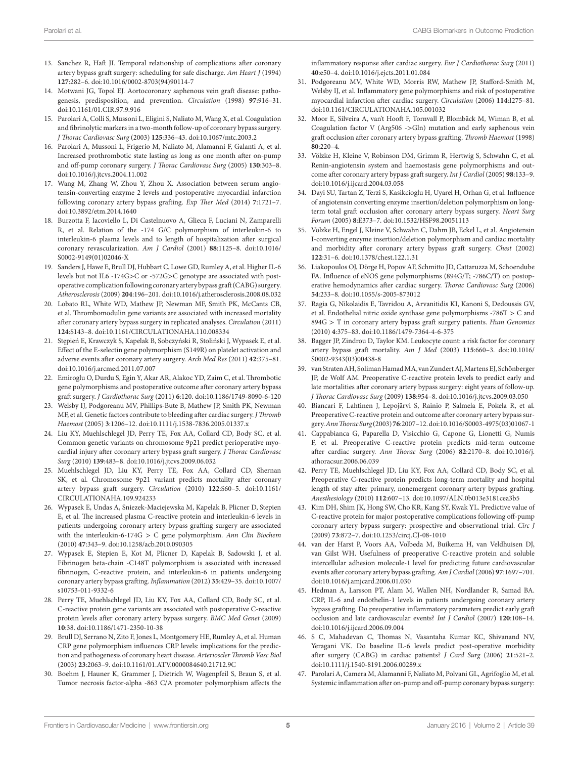13. Sanchez R, Haft JI. Temporal relationship of complications after coronary artery bypass graft surgery: scheduling for safe discharge. *Am Heart J* (1994) **127**:282–6. doi:10.1016/0002-8703(94)90114-7
14. Motwani JG, Topol EJ. Aortocoronary saphenous vein graft disease: pathogenesis, predisposition, and prevention. *Circulation* (1998) **97**:916–31. doi:10.1161/01.CIR.97.9.916
15. Parolari A, Colli S, Mussoni L, Eligini S, Naliato M, Wang X, et al. Coagulation and fibrinolytic markers in a two-month follow-up of coronary bypass surgery. *J Thorac Cardiovasc Surg* (2003) **125**:336–43. doi:10.1067/mtc.2003.2
16. Parolari A, Mussoni L, Frigerio M, Naliato M, Alamanni F, Galanti A, et al. Increased prothrombotic state lasting as long as one month after on-pump and off-pump coronary surgery. *J Thorac Cardiovasc Surg* (2005) **130**:303–8. doi:10.1016/j.jtcvs.2004.11.002
17. Wang M, Zhang W, Zhou Y, Zhou X. Association between serum angiotensin-converting enzyme 2 levels and postoperative myocardial infarction following coronary artery bypass grafting. *Exp Ther Med* (2014) **7**:1721–7. doi:10.3892/etm.2014.1640
18. Burzotta F, Iacoviello L, Di Castelnuovo A, Glieca F, Luciani N, Zamparelli R, et al. Relation of the -174 G/C polymorphism of interleukin-6 to interleukin-6 plasma levels and to length of hospitalization after surgical coronary revascularization. *Am J Cardiol* (2001) **88**:1125–8. doi:10.1016/S0002-9149(01)02046-X
19. Sanders J, Hawe E, Brull DJ, Hubbart C, Lowe GD, Rumley A, et al. Higher IL-6 levels but not IL6 -174G>C or -572G>C genotype are associated with postoperative complication following coronary artery bypass graft (CABG) surgery. *Atherosclerosis* (2009) **204**:196–201. doi:10.1016/j.atherosclerosis.2008.08.032
20. Lobato RL, White WD, Mathew JP, Newman MF, Smith PK, McCants CB, et al. Thrombomodulin gene variants are associated with increased mortality after coronary artery bypass surgery in replicated analyses. *Circulation* (2011) **124**:S143–8. doi:10.1161/CIRCULATIONAHA.110.008334
21. Stępień E, Krawczyk S, Kapelak B, Sobczyński R, Stoliński J, Wypasek E, et al. Effect of the E-selectin gene polymorphism (S149R) on platelet activation and adverse events after coronary artery surgery. *Arch Med Res* (2011) **42**:375–81. doi:10.1016/j.arcmed.2011.07.007
22. Emiroglu O, Durdu S, Egin Y, Akar AR, Alakoc YD, Zaim C, et al. Thrombotic gene polymorphisms and postoperative outcome after coronary artery bypass graft surgery. *J Cardiothorac Surg* (2011) **6**:120. doi:10.1186/1749-8090-6-120
23. Welsby IJ, Podgoreanu MV, Phillips-Bute B, Mathew JP, Smith PK, Newman MF, et al. Genetic factors contribute to bleeding after cardiac surgery. *J Thromb Haemost* (2005) **3**:1206–12. doi:10.1111/j.1538-7836.2005.01337.x
24. Liu KY, Muehlschlegel JD, Perry TE, Fox AA, Collard CD, Body SC, et al. Common genetic variants on chromosome 9p21 predict perioperative myocardial injury after coronary artery bypass graft surgery. *J Thorac Cardiovasc Surg* (2010) **139**:483–8. doi:10.1016/j.jtcvs.2009.06.032
25. Muehlschlegel JD, Liu KY, Perry TE, Fox AA, Collard CD, Shernan SK, et al. Chromosome 9p21 variant predicts mortality after coronary artery bypass graft surgery. *Circulation* (2010) **122**:S60–5. doi:10.1161/CIRCULATIONAHA.109.924233
26. Wypasek E, Undas A, Sniezek-Maciejewska M, Kapelak B, Plicner D, Stepien E, et al. The increased plasma C-reactive protein and interleukin-6 levels in patients undergoing coronary artery bypass grafting surgery are associated with the interleukin-6-174G > C gene polymorphism. *Ann Clin Biochem* (2010) **47**:343–9. doi:10.1258/acb.2010.090305
27. Wypasek E, Stepien E, Kot M, Plicner D, Kapelak B, Sadowski J, et al. Fibrinogen beta-chain -C148T polymorphism is associated with increased fibrinogen, C-reactive protein, and interleukin-6 in patients undergoing coronary artery bypass grafting. *Inflammation* (2012) **35**:429–35. doi:10.1007/s10753-011-9332-6
28. Perry TE, Muehlschlegel JD, Liu KY, Fox AA, Collard CD, Body SC, et al. C-reactive protein gene variants are associated with postoperative C-reactive protein levels after coronary artery bypass surgery. *BMC Med Genet* (2009) **10**:38. doi:10.1186/1471-2350-10-38
29. Brull DJ, Serrano N, Zito F, Jones L, Montgomery HE, Rumley A, et al. Human CRP gene polymorphism influences CRP levels: implications for the prediction and pathogenesis of coronary heart disease. *Arterioscler Thromb Vasc Biol* (2003) **23**:2063–9. doi:10.1161/01.ATV.0000084640.21712.9C
30. Boehm J, Hauner K, Grammer J, Dietrich W, Wagenpfeil S, Braun S, et al. Tumor necrosis factor-alpha -863 C/A promoter polymorphism affects the inflammatory response after cardiac surgery. *Eur J Cardiothorac Surg* (2011) **40**:e50–4. doi:10.1016/j.ejcts.2011.01.084
31. Podgoreanu MV, White WD, Morris RW, Mathew JP, Stafford-Smith M, Welsby IJ, et al. Inflammatory gene polymorphisms and risk of postoperative myocardial infarction after cardiac surgery. *Circulation* (2006) **114**:I275–81. doi:10.1161/CIRCULATIONAHA.105.001032
32. Moor E, Silveira A, van't Hooft F, Tornvall P, Blombäck M, Wiman B, et al. Coagulation factor V (Arg506 ->Gln) mutation and early saphenous vein graft occlusion after coronary artery bypass grafting. *Thromb Haemost* (1998) **80**:220–4.
33. Völzke H, Kleine V, Robinson DM, Grimm R, Hertwig S, Schwahn C, et al. Renin-angiotensin system and haemostasis gene polymorphisms and outcome after coronary artery bypass graft surgery. *Int J Cardiol* (2005) **98**:133–9. doi:10.1016/j.ijcard.2004.03.058
34. Dayi SU, Tartan Z, Terzi S, Kasikcioglu H, Uyarel H, Orhan G, et al. Influence of angiotensin converting enzyme insertion/deletion polymorphism on long-term total graft occlusion after coronary artery bypass surgery. *Heart Surg Forum* (2005) **8**:E373–7. doi:10.1532/HSF98.20051113
35. Völzke H, Engel J, Kleine V, Schwahn C, Dahm JB, Eckel L, et al. Angiotensin I-converting enzyme insertion/deletion polymorphism and cardiac mortality and morbidity after coronary artery bypass graft surgery. *Chest* (2002) **122**:31–6. doi:10.1378/chest.122.1.31
36. Liakopoulos OJ, Dörge H, Popov AF, Schmitto JD, Cattaruzza M, Schoendube FA. Influence of eNOS gene polymorphisms (894G/T; -786C/T) on postoperative hemodynamics after cardiac surgery. *Thorac Cardiovasc Surg* (2006) **54**:233–8. doi:10.1055/s-2005-873012
37. Ragia G, Nikolaidis E, Tavridou A, Arvanitidis KI, Kanoni S, Dedoussis GV, et al. Endothelial nitric oxide synthase gene polymorphisms -786T > C and 894G > T in coronary artery bypass graft surgery patients. *Hum Genomics* (2010) **4**:375–83. doi:10.1186/1479-7364-4-6-375
38. Bagger JP, Zindrou D, Taylor KM. Leukocyte count: a risk factor for coronary artery bypass graft mortality. *Am J Med* (2003) **115**:660–3. doi:10.1016/S0002-9343(03)00438-8
39. van Straten AH, Soliman Hamad MA, van Zundert AJ, Martens EJ, Schönberger JP, de Wolf AM. Preoperative C-reactive protein levels to predict early and late mortalities after coronary artery bypass surgery: eight years of follow-up. *J Thorac Cardiovasc Surg* (2009) **138**:954–8. doi:10.1016/j.jtcvs.2009.03.050
40. Biancari F, Lahtinen J, Lepojärvi S, Rainio P, Salmela E, Pokela R, et al. Preoperative C-reactive protein and outcome after coronary artery bypass surgery. *Ann Thorac Surg* (2003) **76**:2007–12. doi:10.1016/S0003-4975(03)01067-1
41. Cappabianca G, Paparella D, Visicchio G, Capone G, Lionetti G, Numis F, et al. Preoperative C-reactive protein predicts mid-term outcome after cardiac surgery. *Ann Thorac Surg* (2006) **82**:2170–8. doi:10.1016/j.athoracsur.2006.06.039
42. Perry TE, Muehlschlegel JD, Liu KY, Fox AA, Collard CD, Body SC, et al. Preoperative C-reactive protein predicts long-term mortality and hospital length of stay after primary, nonemergent coronary artery bypass grafting. *Anesthesiology* (2010) **112**:607–13. doi:10.1097/ALN.0b013e3181cea3b5
43. Kim DH, Shim JK, Hong SW, Cho KR, Kang SY, Kwak YL. Predictive value of C-reactive protein for major postoperative complications following off-pump coronary artery bypass surgery: prospective and observational trial. *Circ J* (2009) **73**:872–7. doi:10.1253/circj.CJ-08-1010
44. van der Harst P, Voors AA, Volbeda M, Buikema H, van Veldhuisen DJ, van Gilst WH. Usefulness of preoperative C-reactive protein and soluble intercellular adhesion molecule-1 level for predicting future cardiovascular events after coronary artery bypass grafting. *Am J Cardiol* (2006) **97**:1697–701. doi:10.1016/j.amjcard.2006.01.030
45. Hedman A, Larsson PT, Alam M, Wallen NH, Nordlander R, Samad BA. CRP, IL-6 and endothelin-1 levels in patients undergoing coronary artery bypass grafting. Do preoperative inflammatory parameters predict early graft occlusion and late cardiovascular events? *Int J Cardiol* (2007) **120**:108–14. doi:10.1016/j.ijcard.2006.09.004
46. S C, Mahadevan C, Thomas N, Vasantaha Kumar KC, Shivanand NV, Yeragani VK. Do baseline IL-6 levels predict post-operative morbidity after surgery (CABG) in cardiac patients? *J Card Surg* (2006) **21**:521–2. doi:10.1111/j.1540-8191.2006.00289.x
47. Parolari A, Camera M, Alamanni F, Naliato M, Polvani GL, Agrifoglio M, et al. Systemic inflammation after on-pump and off-pump coronary bypass surgery: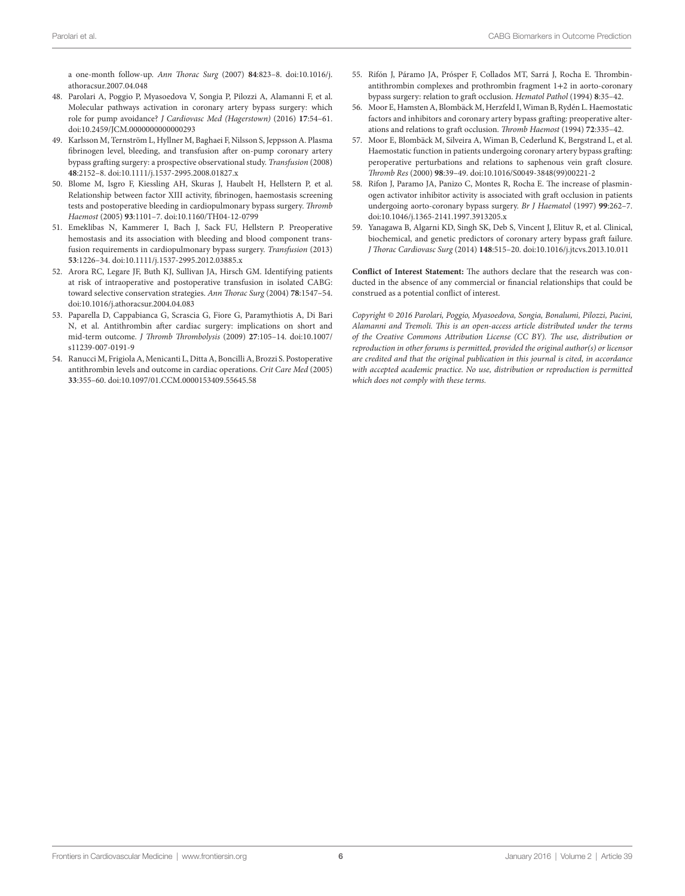a one-month follow-up. *Ann Thorac Surg* (2007) **84**:823–8. doi:10.1016/j.athoracsur.2007.04.048

48. Parolari A, Poggio P, Myasoedova V, Songia P, Pilozzi A, Alamanni F, et al. Molecular pathways activation in coronary artery bypass surgery: which role for pump avoidance? *J Cardiovasc Med (Hagerstown)* (2016) **17**:54–61. doi:10.2459/JCM.0000000000000293
49. Karlsson M, Ternström L, Hyllner M, Baghaei F, Nilsson S, Jeppsson A. Plasma fibrinogen level, bleeding, and transfusion after on-pump coronary artery bypass grafting surgery: a prospective observational study. *Transfusion* (2008) **48**:2152–8. doi:10.1111/j.1537-2995.2008.01827.x
50. Blome M, Isgro F, Kiessling AH, Skuras J, Haubelt H, Hellstern P, et al. Relationship between factor XIII activity, fibrinogen, haemostasis screening tests and postoperative bleeding in cardiopulmonary bypass surgery. *Thromb Haemost* (2005) **93**:1101–7. doi:10.1160/TH04-12-0799
51. Emeklibas N, Kammerer I, Bach J, Sack FU, Hellstern P. Preoperative hemostasis and its association with bleeding and blood component transfusion requirements in cardiopulmonary bypass surgery. *Transfusion* (2013) **53**:1226–34. doi:10.1111/j.1537-2995.2012.03885.x
52. Arora RC, Legare JF, Buth KJ, Sullivan JA, Hirsch GM. Identifying patients at risk of intraoperative and postoperative transfusion in isolated CABG: toward selective conservation strategies. *Ann Thorac Surg* (2004) **78**:1547–54. doi:10.1016/j.athoracsur.2004.04.083
53. Paparella D, Cappabianca G, Scrascia G, Fiore G, Paramythiotis A, Di Bari N, et al. Antithrombin after cardiac surgery: implications on short and mid-term outcome. *J Thromb Thrombolysis* (2009) **27**:105–14. doi:10.1007/s11239-007-0191-9
54. Ranucci M, Frigiola A, Menicanti L, Ditta A, Boncilli A, Brozzi S. Postoperative antithrombin levels and outcome in cardiac operations. *Crit Care Med* (2005) **33**:355–60. doi:10.1097/01.CCM.0000153409.55645.58
55. Rifón J, Páramo JA, Prósper F, Collados MT, Sarrá J, Rocha E. Thrombin-antithrombin complexes and prothrombin fragment 1+2 in aorto-coronary bypass surgery: relation to graft occlusion. *Hematol Pathol* (1994) **8**:35–42.
56. Moor E, Hamsten A, Blombäck M, Herzfeld I, Wiman B, Rydén L. Haemostatic factors and inhibitors and coronary artery bypass grafting: preoperative alterations and relations to graft occlusion. *Thromb Haemost* (1994) **72**:335–42.
57. Moor E, Blombäck M, Silveira A, Wiman B, Cederlund K, Bergstrand L, et al. Haemostatic function in patients undergoing coronary artery bypass grafting: peroperative perturbations and relations to saphenous vein graft closure. *Thromb Res* (2000) **98**:39–49. doi:10.1016/S0049-3848(99)00221-2
58. Rifon J, Paramo JA, Panizo C, Montes R, Rocha E. The increase of plasminogen activator inhibitor activity is associated with graft occlusion in patients undergoing aorto-coronary bypass surgery. *Br J Haematol* (1997) **99**:262–7. doi:10.1046/j.1365-2141.1997.3913205.x
59. Yanagawa B, Algarni KD, Singh SK, Deb S, Vincent J, Elituv R, et al. Clinical, biochemical, and genetic predictors of coronary artery bypass graft failure. *J Thorac Cardiovasc Surg* (2014) **148**:515–20. doi:10.1016/j.jtcvs.2013.10.011

**Conflict of Interest Statement:** The authors declare that the research was conducted in the absence of any commercial or financial relationships that could be construed as a potential conflict of interest.

*Copyright © 2016 Parolari, Poggio, Myasoedova, Songia, Bonalumi, Pilozzi, Pacini, Alamanni and Tremoli. This is an open-access article distributed under the terms of the Creative Commons Attribution License (CC BY). The use, distribution or reproduction in other forums is permitted, provided the original author(s) or licensor are credited and that the original publication in this journal is cited, in accordance with accepted academic practice. No use, distribution or reproduction is permitted which does not comply with these terms.*